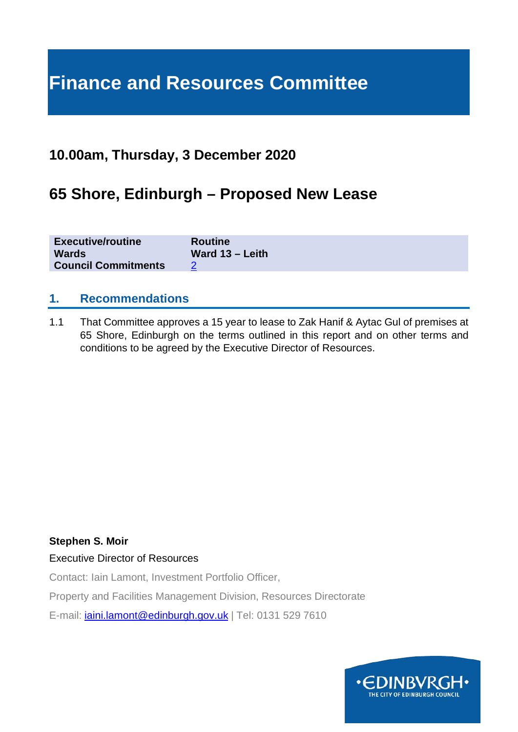# Finance and Resources Committee

## 10.00am, Thursday, 3 December 2020

## 65 Shore, Edinburgh – Proposed New Lease

| | |
|---|---|
| **Executive/routine** | **Routine** |
| **Wards** | **Ward 13 – Leith** |
| **Council Commitments** | 2 |

## 1. Recommendations

1.1 That Committee approves a 15 year to lease to Zak Hanif & Aytac Gul of premises at 65 Shore, Edinburgh on the terms outlined in this report and on other terms and conditions to be agreed by the Executive Director of Resources.

**Stephen S. Moir**

Executive Director of Resources

Contact: Iain Lamont, Investment Portfolio Officer,

Property and Facilities Management Division, Resources Directorate

E-mail: iaini.lamont@edinburgh.gov.uk | Tel: 0131 529 7610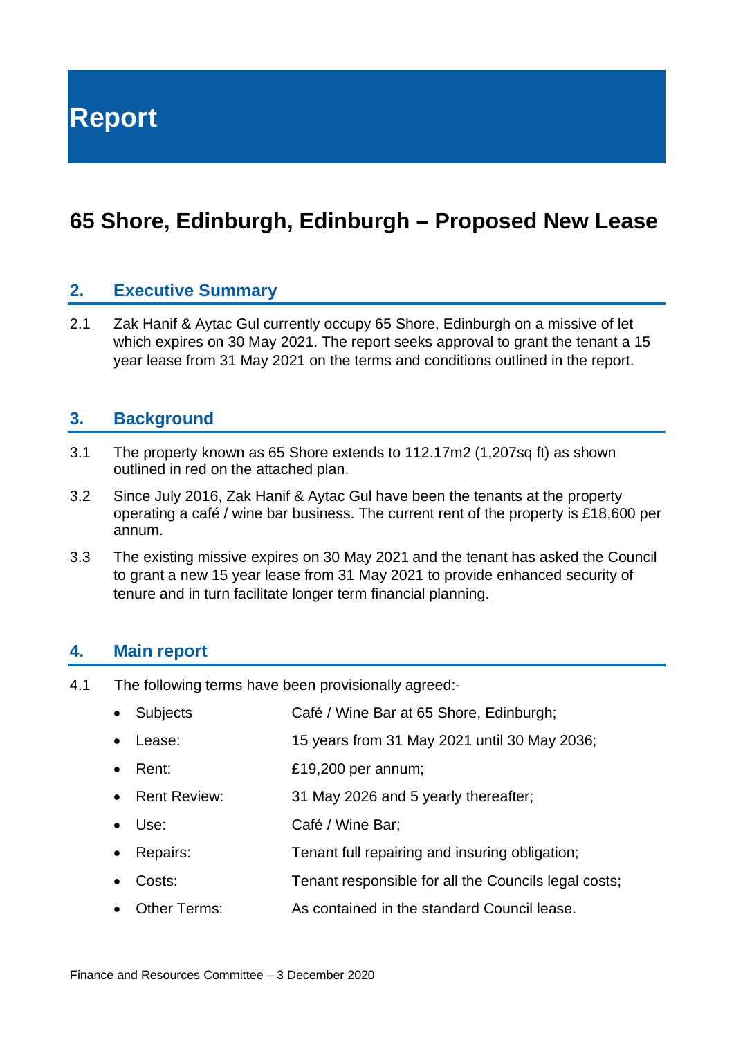# Report

## 65 Shore, Edinburgh, Edinburgh – Proposed New Lease

### 2. Executive Summary

2.1 Zak Hanif & Aytac Gul currently occupy 65 Shore, Edinburgh on a missive of let which expires on 30 May 2021. The report seeks approval to grant the tenant a 15 year lease from 31 May 2021 on the terms and conditions outlined in the report.

### 3. Background

3.1 The property known as 65 Shore extends to 112.17m2 (1,207sq ft) as shown outlined in red on the attached plan.

3.2 Since July 2016, Zak Hanif & Aytac Gul have been the tenants at the property operating a café / wine bar business. The current rent of the property is £18,600 per annum.

3.3 The existing missive expires on 30 May 2021 and the tenant has asked the Council to grant a new 15 year lease from 31 May 2021 to provide enhanced security of tenure and in turn facilitate longer term financial planning.

### 4. Main report

4.1 The following terms have been provisionally agreed:-

- Subjects: Café / Wine Bar at 65 Shore, Edinburgh;
- Lease: 15 years from 31 May 2021 until 30 May 2036;
- Rent: £19,200 per annum;
- Rent Review: 31 May 2026 and 5 yearly thereafter;
- Use: Café / Wine Bar;
- Repairs: Tenant full repairing and insuring obligation;
- Costs: Tenant responsible for all the Councils legal costs;
- Other Terms: As contained in the standard Council lease.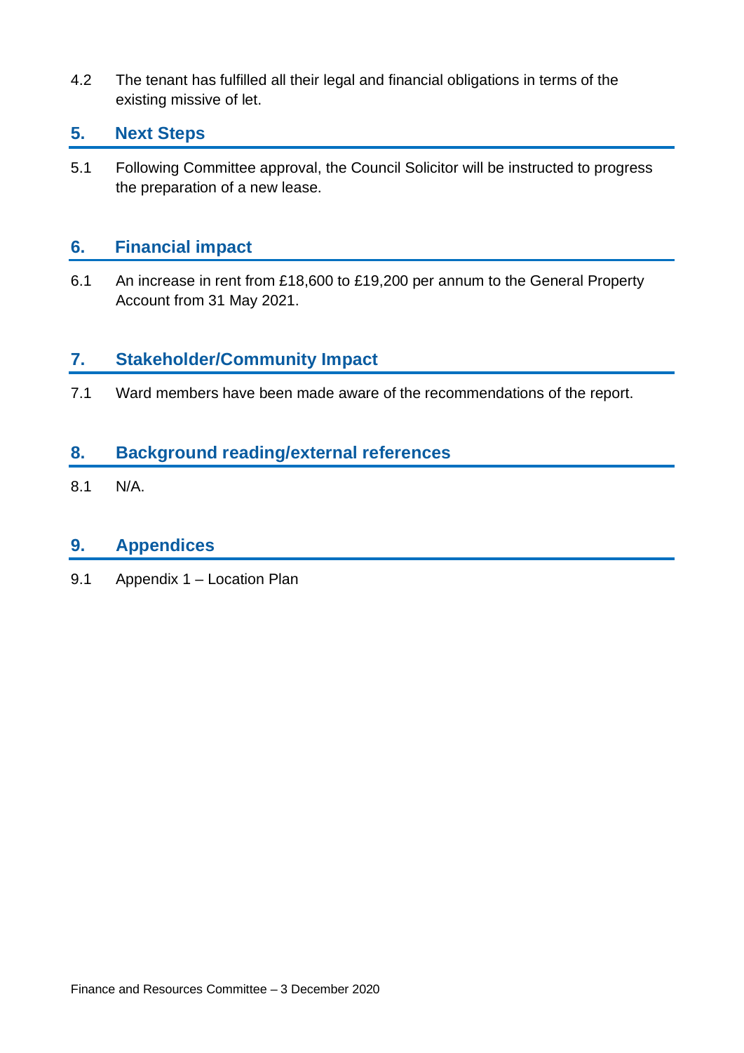4.2 The tenant has fulfilled all their legal and financial obligations in terms of the existing missive of let.

## 5. Next Steps

5.1 Following Committee approval, the Council Solicitor will be instructed to progress the preparation of a new lease.

## 6. Financial impact

6.1 An increase in rent from £18,600 to £19,200 per annum to the General Property Account from 31 May 2021.

## 7. Stakeholder/Community Impact

7.1 Ward members have been made aware of the recommendations of the report.

## 8. Background reading/external references

8.1 N/A.

## 9. Appendices

9.1 Appendix 1 – Location Plan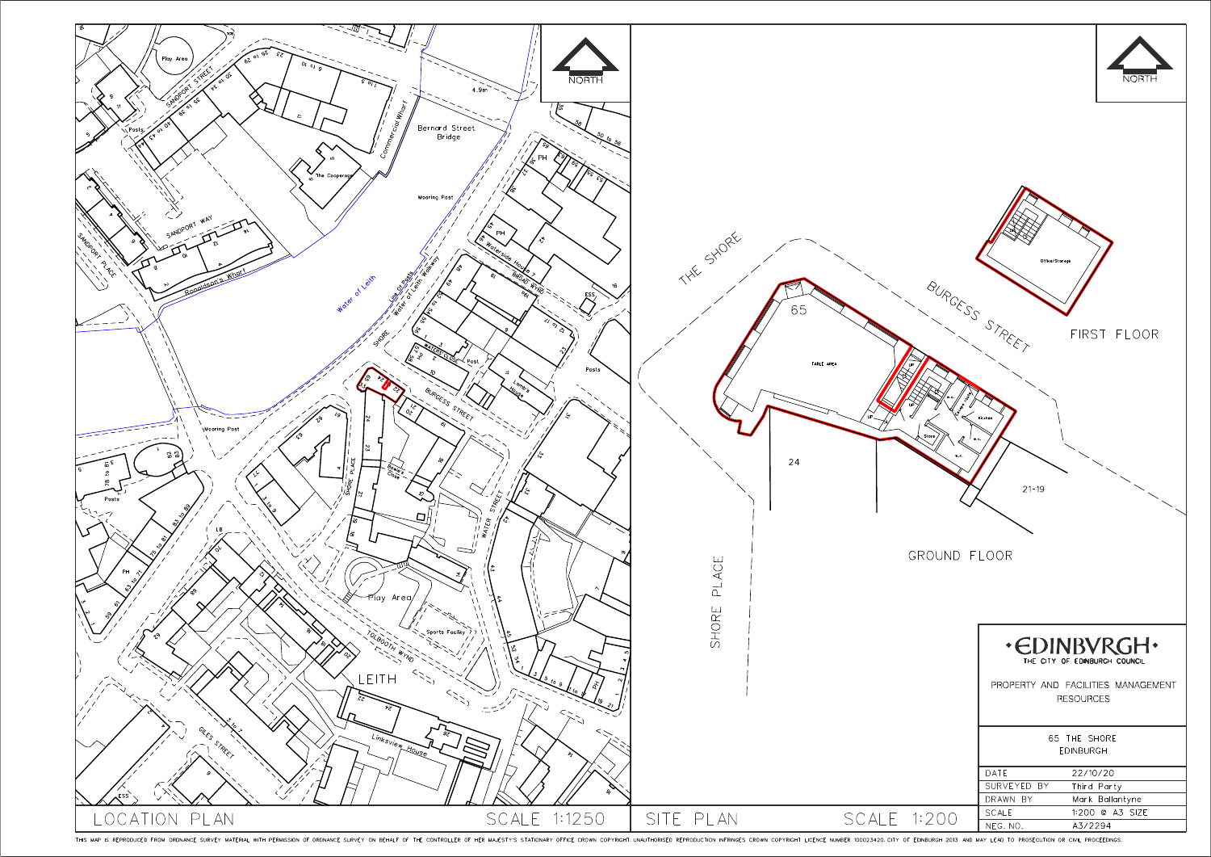LOCATION PLAN SCALE 1:1250

SITE PLAN SCALE 1:200

GROUND FLOOR

FIRST FLOOR

·EDINBVRGH·
THE CITY OF EDINBURGH COUNCIL

PROPERTY AND FACILITIES MANAGEMENT RESOURCES

65 THE SHORE
EDINBURGH

| | |
|---|---|
| DATE | 22/10/20 |
| SURVEYED BY | Third Party |
| DRAWN BY | Mark Ballantyne |
| SCALE | 1:200 @ A3 SIZE |
| NEG. NO. | A3/2294 |

THIS MAP IS REPRODUCED FROM ORDNANCE SURVEY MATERIAL WITH PERMISSION OF ORDNANCE SURVEY ON BEHALF OF THE CONTROLLER OF HER MAJESTY'S STATIONARY OFFICE CROWN COPYRIGHT. UNAUTHORISED REPRODUCTION INFRINGES CROWN COPYRIGHT LICENCE NUMBER 100023420. CITY OF EDINBURGH 2013 AND MAY LEAD TO PROSECUTION OR CIVIL PROCEEDINGS.